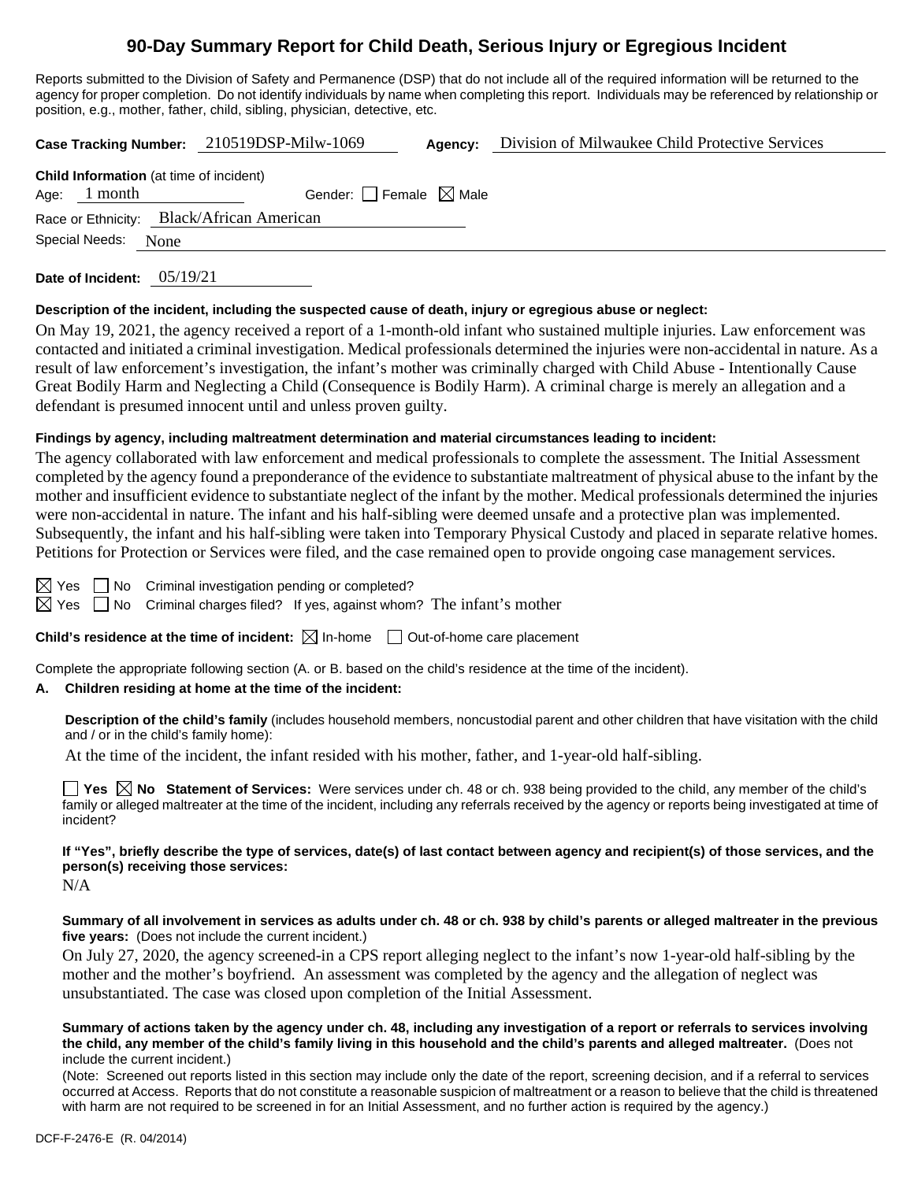# 90-Day Summary Report for Child Death, Serious Injury or Egregious Incident

Reports submitted to the Division of Safety and Permanence (DSP) that do not include all of the required information will be returned to the agency for proper completion. Do not identify individuals by name when completing this report. Individuals may be referenced by relationship or position, e.g., mother, father, child, sibling, physician, detective, etc.

**Case Tracking Number:** 210519DSP-Milw-1069 **Agency:** Division of Milwaukee Child Protective Services

**Child Information** (at time of incident)

Age: 1 month Gender: ☐ Female ☒ Male

Race or Ethnicity: Black/African American

Special Needs: None

**Date of Incident:** 05/19/21

**Description of the incident, including the suspected cause of death, injury or egregious abuse or neglect:**

On May 19, 2021, the agency received a report of a 1-month-old infant who sustained multiple injuries. Law enforcement was contacted and initiated a criminal investigation. Medical professionals determined the injuries were non-accidental in nature. As a result of law enforcement's investigation, the infant's mother was criminally charged with Child Abuse - Intentionally Cause Great Bodily Harm and Neglecting a Child (Consequence is Bodily Harm). A criminal charge is merely an allegation and a defendant is presumed innocent until and unless proven guilty.

**Findings by agency, including maltreatment determination and material circumstances leading to incident:**

The agency collaborated with law enforcement and medical professionals to complete the assessment. The Initial Assessment completed by the agency found a preponderance of the evidence to substantiate maltreatment of physical abuse to the infant by the mother and insufficient evidence to substantiate neglect of the infant by the mother. Medical professionals determined the injuries were non-accidental in nature. The infant and his half-sibling were deemed unsafe and a protective plan was implemented. Subsequently, the infant and his half-sibling were taken into Temporary Physical Custody and placed in separate relative homes. Petitions for Protection or Services were filed, and the case remained open to provide ongoing case management services.

☒ Yes ☐ No Criminal investigation pending or completed?

☒ Yes ☐ No Criminal charges filed? If yes, against whom? The infant's mother

**Child's residence at the time of incident:** ☒ In-home ☐ Out-of-home care placement

Complete the appropriate following section (A. or B. based on the child's residence at the time of the incident).

**A. Children residing at home at the time of the incident:**

**Description of the child's family** (includes household members, noncustodial parent and other children that have visitation with the child and / or in the child's family home):

At the time of the incident, the infant resided with his mother, father, and 1-year-old half-sibling.

☐ **Yes** ☒ **No** **Statement of Services:** Were services under ch. 48 or ch. 938 being provided to the child, any member of the child's family or alleged maltreater at the time of the incident, including any referrals received by the agency or reports being investigated at time of incident?

**If "Yes", briefly describe the type of services, date(s) of last contact between agency and recipient(s) of those services, and the person(s) receiving those services:**

N/A

**Summary of all involvement in services as adults under ch. 48 or ch. 938 by child's parents or alleged maltreater in the previous five years:** (Does not include the current incident.)

On July 27, 2020, the agency screened-in a CPS report alleging neglect to the infant's now 1-year-old half-sibling by the mother and the mother's boyfriend. An assessment was completed by the agency and the allegation of neglect was unsubstantiated. The case was closed upon completion of the Initial Assessment.

**Summary of actions taken by the agency under ch. 48, including any investigation of a report or referrals to services involving the child, any member of the child's family living in this household and the child's parents and alleged maltreater.** (Does not include the current incident.)

(Note: Screened out reports listed in this section may include only the date of the report, screening decision, and if a referral to services occurred at Access. Reports that do not constitute a reasonable suspicion of maltreatment or a reason to believe that the child is threatened with harm are not required to be screened in for an Initial Assessment, and no further action is required by the agency.)

DCF-F-2476-E (R. 04/2014)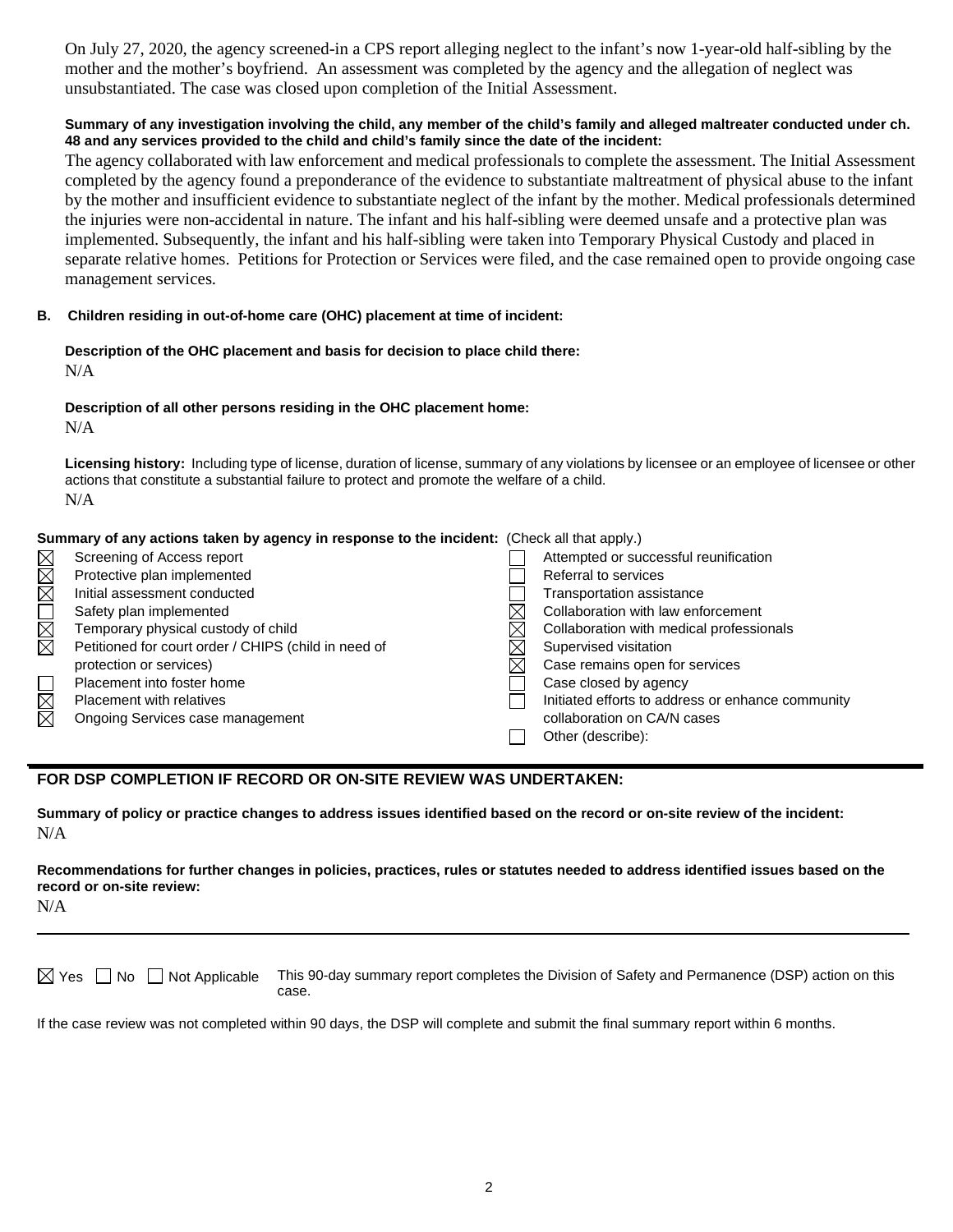On July 27, 2020, the agency screened-in a CPS report alleging neglect to the infant's now 1-year-old half-sibling by the mother and the mother's boyfriend. An assessment was completed by the agency and the allegation of neglect was unsubstantiated. The case was closed upon completion of the Initial Assessment.

**Summary of any investigation involving the child, any member of the child's family and alleged maltreater conducted under ch. 48 and any services provided to the child and child's family since the date of the incident:**

The agency collaborated with law enforcement and medical professionals to complete the assessment. The Initial Assessment completed by the agency found a preponderance of the evidence to substantiate maltreatment of physical abuse to the infant by the mother and insufficient evidence to substantiate neglect of the infant by the mother. Medical professionals determined the injuries were non-accidental in nature. The infant and his half-sibling were deemed unsafe and a protective plan was implemented. Subsequently, the infant and his half-sibling were taken into Temporary Physical Custody and placed in separate relative homes. Petitions for Protection or Services were filed, and the case remained open to provide ongoing case management services.

**B. Children residing in out-of-home care (OHC) placement at time of incident:**

**Description of the OHC placement and basis for decision to place child there:**
N/A

**Description of all other persons residing in the OHC placement home:**
N/A

**Licensing history:** Including type of license, duration of license, summary of any violations by licensee or an employee of licensee or other actions that constitute a substantial failure to protect and promote the welfare of a child.
N/A

**Summary of any actions taken by agency in response to the incident:** (Check all that apply.)

- ☒ Screening of Access report
- ☒ Protective plan implemented
- ☒ Initial assessment conducted
- ☐ Safety plan implemented
- ☒ Temporary physical custody of child
- ☒ Petitioned for court order / CHIPS (child in need of protection or services)
- ☐ Placement into foster home
- ☒ Placement with relatives
- ☒ Ongoing Services case management
- ☐ Attempted or successful reunification
- ☐ Referral to services
- ☐ Transportation assistance
- ☒ Collaboration with law enforcement
- ☒ Collaboration with medical professionals
- ☒ Supervised visitation
- ☒ Case remains open for services
- ☐ Case closed by agency
- ☐ Initiated efforts to address or enhance community collaboration on CA/N cases
- ☐ Other (describe):

## FOR DSP COMPLETION IF RECORD OR ON-SITE REVIEW WAS UNDERTAKEN:

**Summary of policy or practice changes to address issues identified based on the record or on-site review of the incident:**
N/A

**Recommendations for further changes in policies, practices, rules or statutes needed to address identified issues based on the record or on-site review:**
N/A

☒ Yes ☐ No ☐ Not Applicable   This 90-day summary report completes the Division of Safety and Permanence (DSP) action on this case.

If the case review was not completed within 90 days, the DSP will complete and submit the final summary report within 6 months.